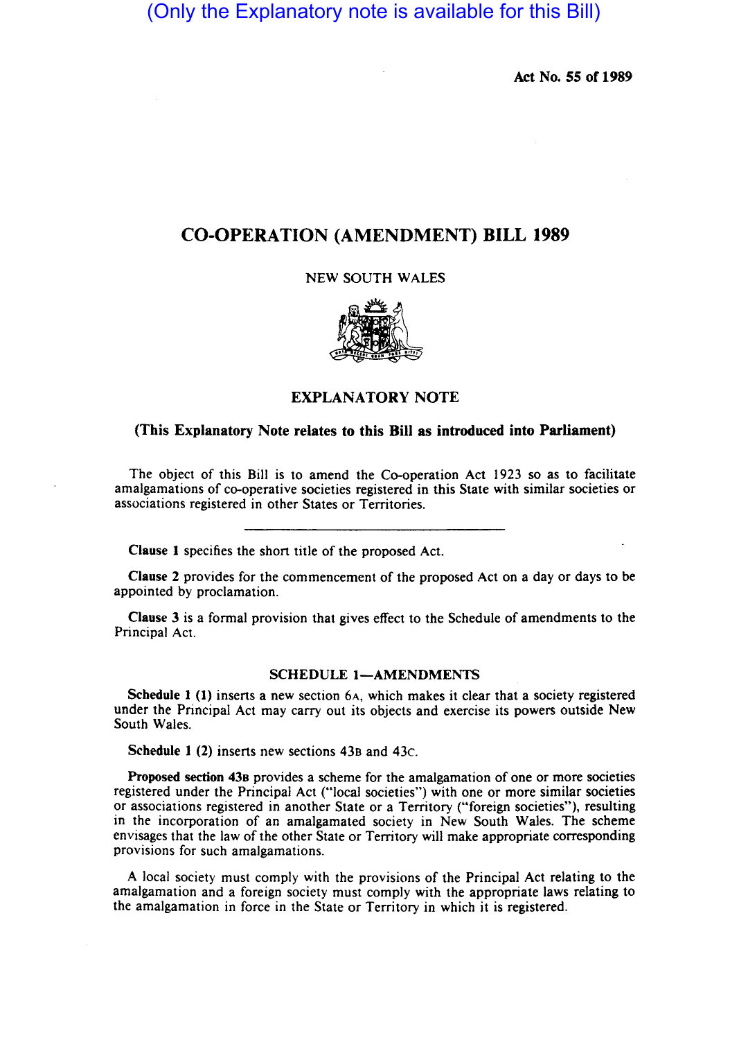(Only the Explanatory note is available for this Bill)

Act No. 55 of 1989

# CO-OPERATION (AMENDMENT) BILL 1989

NEW SOUTH WALES

## EXPLANATORY NOTE

**(This Explanatory Note relates to this Bill as introduced into Parliament)**

The object of this Bill is to amend the Co-operation Act 1923 so as to facilitate amalgamations of co-operative societies registered in this State with similar societies or associations registered in other States or Territories.

---

**Clause 1** specifies the short title of the proposed Act.

**Clause 2** provides for the commencement of the proposed Act on a day or days to be appointed by proclamation.

**Clause 3** is a formal provision that gives effect to the Schedule of amendments to the Principal Act.

### SCHEDULE 1—AMENDMENTS

**Schedule 1 (1)** inserts a new section 6A, which makes it clear that a society registered under the Principal Act may carry out its objects and exercise its powers outside New South Wales.

**Schedule 1 (2)** inserts new sections 43B and 43C.

**Proposed section 43B** provides a scheme for the amalgamation of one or more societies registered under the Principal Act ("local societies") with one or more similar societies or associations registered in another State or a Territory ("foreign societies"), resulting in the incorporation of an amalgamated society in New South Wales. The scheme envisages that the law of the other State or Territory will make appropriate corresponding provisions for such amalgamations.

A local society must comply with the provisions of the Principal Act relating to the amalgamation and a foreign society must comply with the appropriate laws relating to the amalgamation in force in the State or Territory in which it is registered.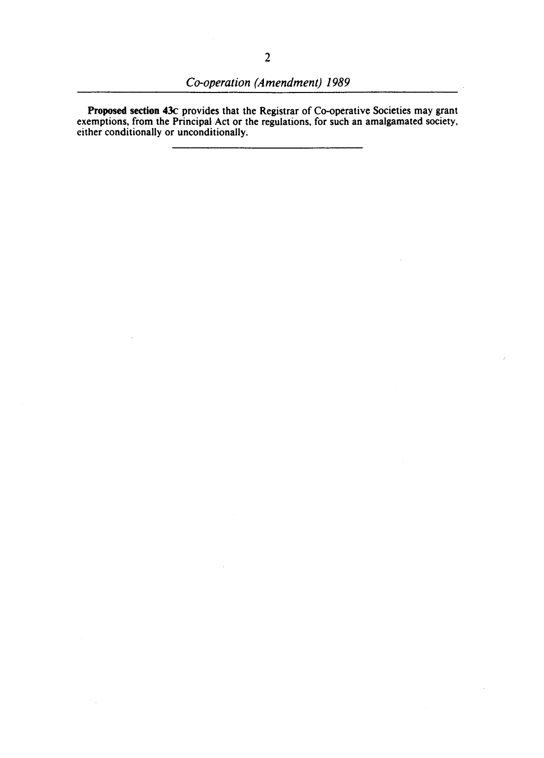**Proposed section 43C** provides that the Registrar of Co-operative Societies may grant exemptions, from the Principal Act or the regulations, for such an amalgamated society, either conditionally or unconditionally.